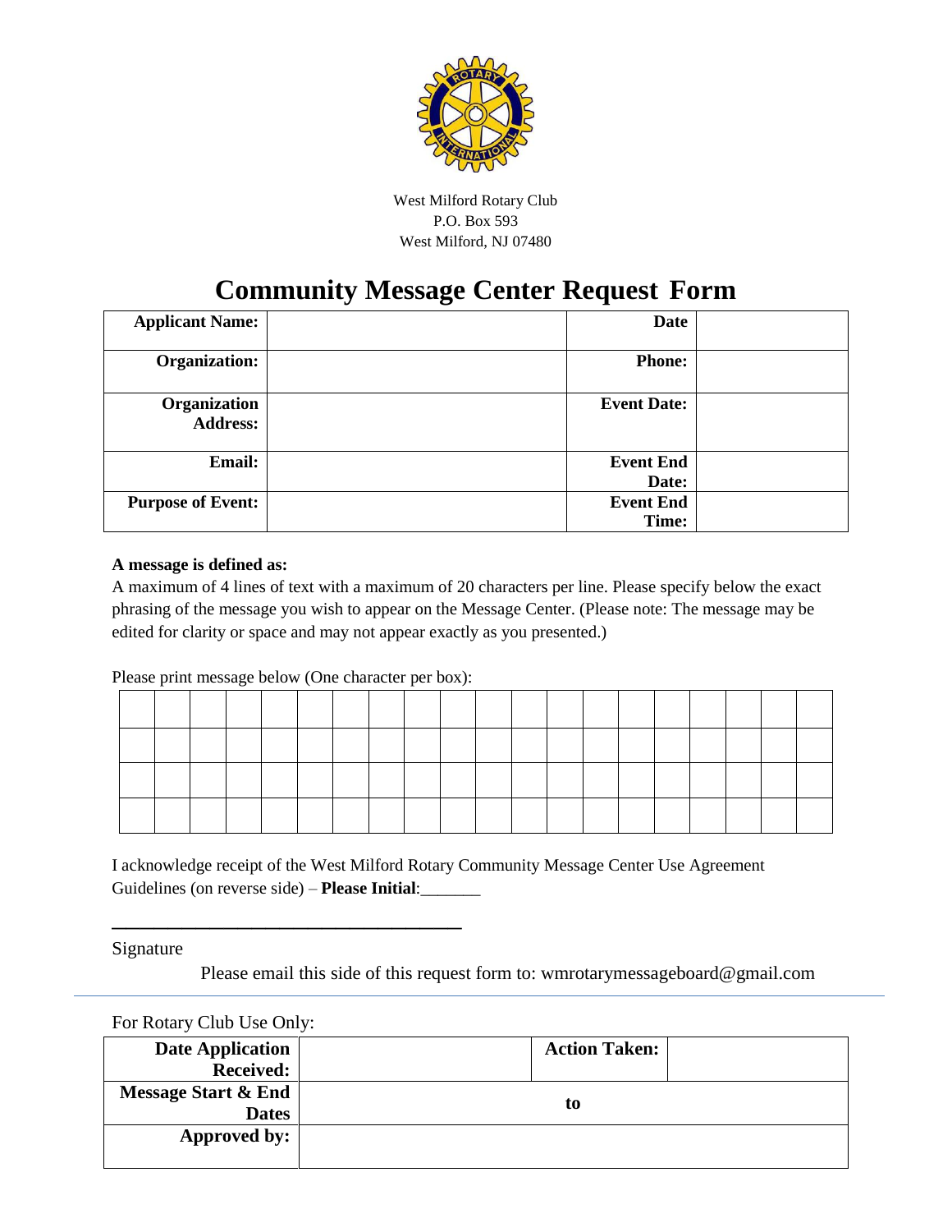West Milford Rotary Club
P.O. Box 593
West Milford, NJ 07480

# Community Message Center Request Form

| **Applicant Name:** | | **Date** | |
|---|---|---|---|
| **Organization:** | | **Phone:** | |
| **Organization Address:** | | **Event Date:** | |
| **Email:** | | **Event End Date:** | |
| **Purpose of Event:** | | **Event End Time:** | |

**A message is defined as:**
A maximum of 4 lines of text with a maximum of 20 characters per line. Please specify below the exact phrasing of the message you wish to appear on the Message Center. (Please note: The message may be edited for clarity or space and may not appear exactly as you presented.)

Please print message below (One character per box):

| | | | | | | | | | | | | | | | | | | | |
|---|---|---|---|---|---|---|---|---|---|---|---|---|---|---|---|---|---|---|---|
| | | | | | | | | | | | | | | | | | | | |
| | | | | | | | | | | | | | | | | | | | |
| | | | | | | | | | | | | | | | | | | | |

I acknowledge receipt of the West Milford Rotary Community Message Center Use Agreement Guidelines (on reverse side) – **Please Initial**:_______

_______________________________________

Signature

Please email this side of this request form to: wmrotarymessageboard@gmail.com

---

For Rotary Club Use Only:

| **Date Application Received:** | | **Action Taken:** | |
|---|---|---|---|
| **Message Start & End Dates** | to | | |
| **Approved by:** | | | |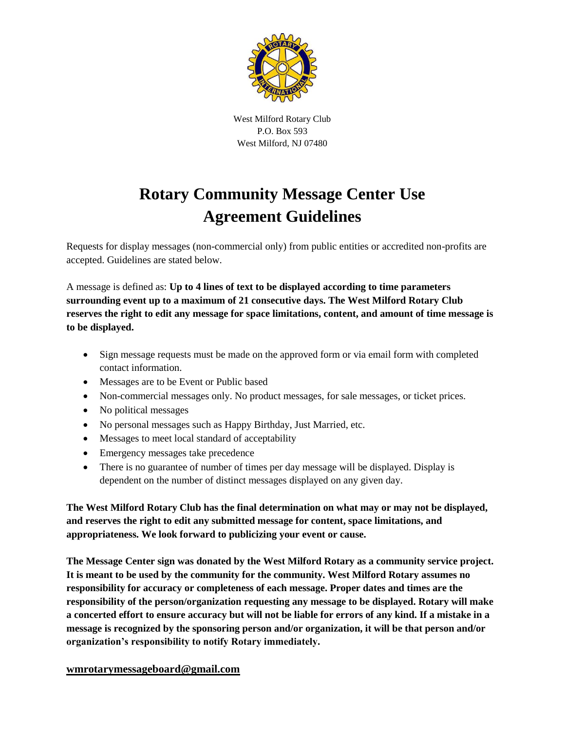West Milford Rotary Club
P.O. Box 593
West Milford, NJ 07480

# Rotary Community Message Center Use Agreement Guidelines

Requests for display messages (non-commercial only) from public entities or accredited non-profits are accepted. Guidelines are stated below.

A message is defined as: **Up to 4 lines of text to be displayed according to time parameters surrounding event up to a maximum of 21 consecutive days. The West Milford Rotary Club reserves the right to edit any message for space limitations, content, and amount of time message is to be displayed.**

- Sign message requests must be made on the approved form or via email form with completed contact information.
- Messages are to be Event or Public based
- Non-commercial messages only. No product messages, for sale messages, or ticket prices.
- No political messages
- No personal messages such as Happy Birthday, Just Married, etc.
- Messages to meet local standard of acceptability
- Emergency messages take precedence
- There is no guarantee of number of times per day message will be displayed. Display is dependent on the number of distinct messages displayed on any given day.

**The West Milford Rotary Club has the final determination on what may or may not be displayed, and reserves the right to edit any submitted message for content, space limitations, and appropriateness. We look forward to publicizing your event or cause.**

**The Message Center sign was donated by the West Milford Rotary as a community service project. It is meant to be used by the community for the community. West Milford Rotary assumes no responsibility for accuracy or completeness of each message. Proper dates and times are the responsibility of the person/organization requesting any message to be displayed. Rotary will make a concerted effort to ensure accuracy but will not be liable for errors of any kind. If a mistake in a message is recognized by the sponsoring person and/or organization, it will be that person and/or organization's responsibility to notify Rotary immediately.**

**wmrotarymessageboard@gmail.com**